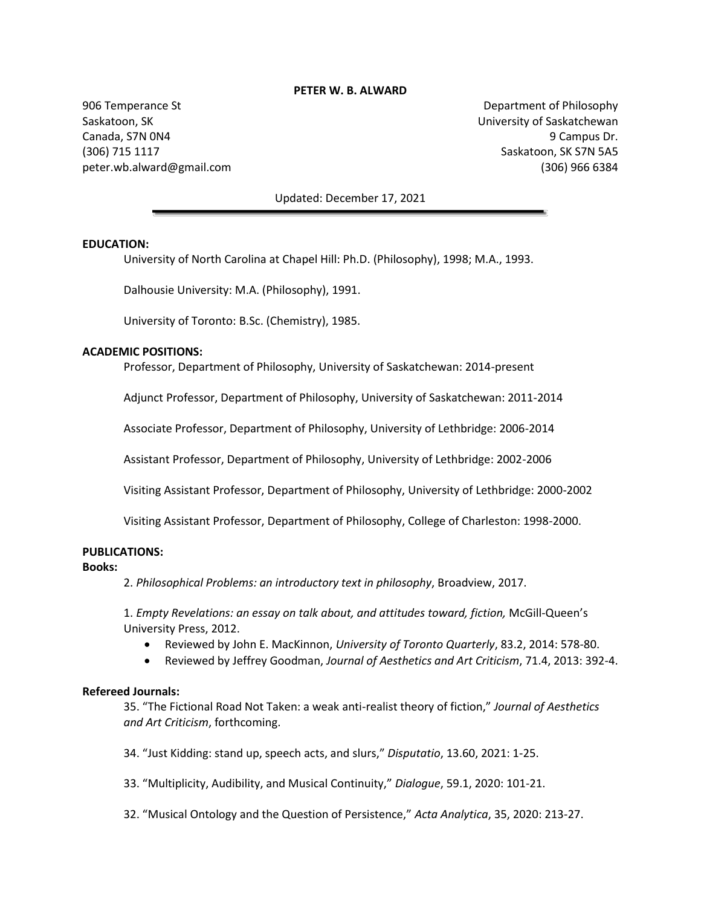# PETER W. B. ALWARD

906 Temperance St
Saskatoon, SK
Canada, S7N 0N4
(306) 715 1117
peter.wb.alward@gmail.com

Department of Philosophy
University of Saskatchewan
9 Campus Dr.
Saskatoon, SK S7N 5A5
(306) 966 6384

Updated: December 17, 2021

---

## EDUCATION:

University of North Carolina at Chapel Hill: Ph.D. (Philosophy), 1998; M.A., 1993.

Dalhousie University: M.A. (Philosophy), 1991.

University of Toronto: B.Sc. (Chemistry), 1985.

## ACADEMIC POSITIONS:

Professor, Department of Philosophy, University of Saskatchewan: 2014-present

Adjunct Professor, Department of Philosophy, University of Saskatchewan: 2011-2014

Associate Professor, Department of Philosophy, University of Lethbridge: 2006-2014

Assistant Professor, Department of Philosophy, University of Lethbridge: 2002-2006

Visiting Assistant Professor, Department of Philosophy, University of Lethbridge: 2000-2002

Visiting Assistant Professor, Department of Philosophy, College of Charleston: 1998-2000.

## PUBLICATIONS:

### Books:

2. *Philosophical Problems: an introductory text in philosophy*, Broadview, 2017.

1. *Empty Revelations: an essay on talk about, and attitudes toward, fiction,* McGill-Queen's University Press, 2012.
   - Reviewed by John E. MacKinnon, *University of Toronto Quarterly*, 83.2, 2014: 578-80.
   - Reviewed by Jeffrey Goodman, *Journal of Aesthetics and Art Criticism*, 71.4, 2013: 392-4.

### Refereed Journals:

35. "The Fictional Road Not Taken: a weak anti-realist theory of fiction," *Journal of Aesthetics and Art Criticism*, forthcoming.

34. "Just Kidding: stand up, speech acts, and slurs," *Disputatio*, 13.60, 2021: 1-25.

33. "Multiplicity, Audibility, and Musical Continuity," *Dialogue*, 59.1, 2020: 101-21.

32. "Musical Ontology and the Question of Persistence," *Acta Analytica*, 35, 2020: 213-27.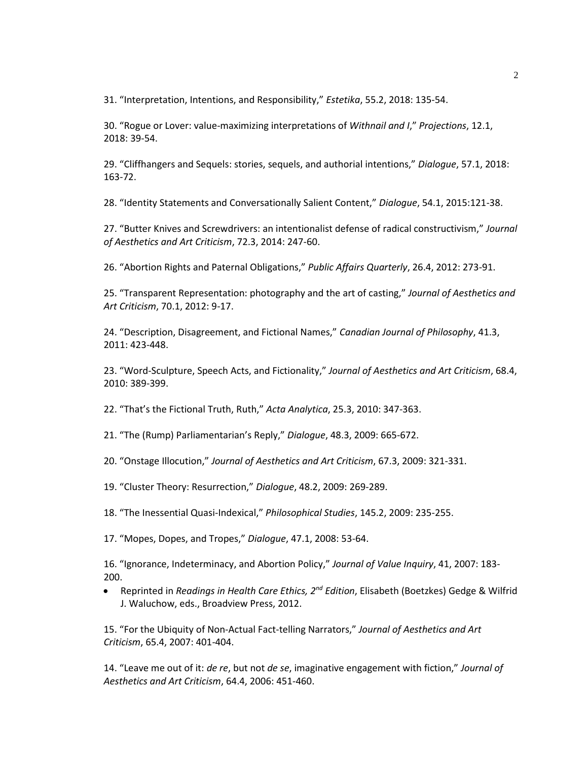31. “Interpretation, Intentions, and Responsibility,” *Estetika*, 55.2, 2018: 135-54.

30. “Rogue or Lover: value-maximizing interpretations of *Withnail and I*,” *Projections*, 12.1, 2018: 39-54.

29. “Cliffhangers and Sequels: stories, sequels, and authorial intentions,” *Dialogue*, 57.1, 2018: 163-72.

28. “Identity Statements and Conversationally Salient Content,” *Dialogue*, 54.1, 2015:121-38.

27. “Butter Knives and Screwdrivers: an intentionalist defense of radical constructivism,” *Journal of Aesthetics and Art Criticism*, 72.3, 2014: 247-60.

26. “Abortion Rights and Paternal Obligations,” *Public Affairs Quarterly*, 26.4, 2012: 273-91.

25. “Transparent Representation: photography and the art of casting,” *Journal of Aesthetics and Art Criticism*, 70.1, 2012: 9-17.

24. “Description, Disagreement, and Fictional Names,” *Canadian Journal of Philosophy*, 41.3, 2011: 423-448.

23. “Word-Sculpture, Speech Acts, and Fictionality,” *Journal of Aesthetics and Art Criticism*, 68.4, 2010: 389-399.

22. “That’s the Fictional Truth, Ruth,” *Acta Analytica*, 25.3, 2010: 347-363.

21. “The (Rump) Parliamentarian’s Reply,” *Dialogue*, 48.3, 2009: 665-672.

20. “Onstage Illocution,” *Journal of Aesthetics and Art Criticism*, 67.3, 2009: 321-331.

19. “Cluster Theory: Resurrection,” *Dialogue*, 48.2, 2009: 269-289.

18. “The Inessential Quasi-Indexical,” *Philosophical Studies*, 145.2, 2009: 235-255.

17. “Mopes, Dopes, and Tropes,” *Dialogue*, 47.1, 2008: 53-64.

16. “Ignorance, Indeterminacy, and Abortion Policy,” *Journal of Value Inquiry*, 41, 2007: 183-200.

- Reprinted in *Readings in Health Care Ethics, 2nd Edition*, Elisabeth (Boetzkes) Gedge & Wilfrid J. Waluchow, eds., Broadview Press, 2012.

15. “For the Ubiquity of Non-Actual Fact-telling Narrators,” *Journal of Aesthetics and Art Criticism*, 65.4, 2007: 401-404.

14. “Leave me out of it: *de re*, but not *de se*, imaginative engagement with fiction,” *Journal of Aesthetics and Art Criticism*, 64.4, 2006: 451-460.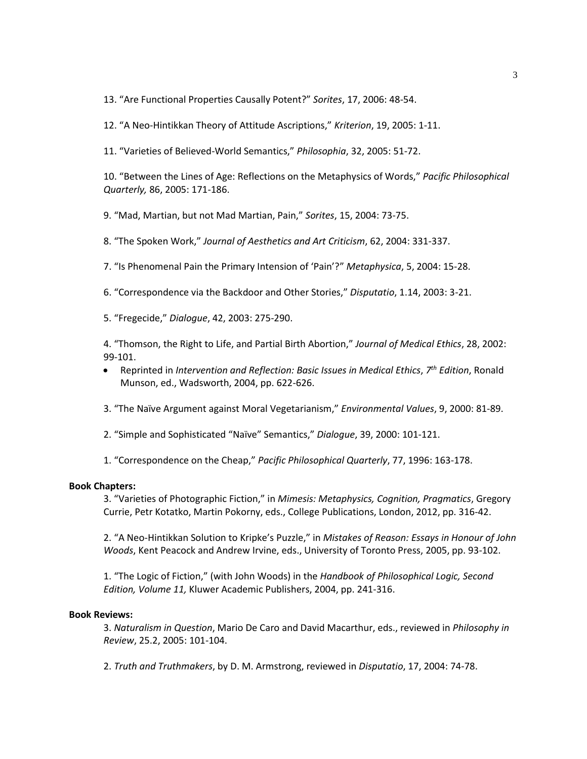13. "Are Functional Properties Causally Potent?" *Sorites*, 17, 2006: 48-54.

12. "A Neo-Hintikkan Theory of Attitude Ascriptions," *Kriterion*, 19, 2005: 1-11.

11. "Varieties of Believed-World Semantics," *Philosophia*, 32, 2005: 51-72.

10. "Between the Lines of Age: Reflections on the Metaphysics of Words," *Pacific Philosophical Quarterly,* 86, 2005: 171-186.

9. "Mad, Martian, but not Mad Martian, Pain," *Sorites*, 15, 2004: 73-75.

8. "The Spoken Work," *Journal of Aesthetics and Art Criticism*, 62, 2004: 331-337.

7. "Is Phenomenal Pain the Primary Intension of 'Pain'?" *Metaphysica*, 5, 2004: 15-28.

6. "Correspondence via the Backdoor and Other Stories," *Disputatio*, 1.14, 2003: 3-21.

5. "Fregecide," *Dialogue*, 42, 2003: 275-290.

4. "Thomson, the Right to Life, and Partial Birth Abortion," *Journal of Medical Ethics*, 28, 2002: 99-101.

- Reprinted in *Intervention and Reflection: Basic Issues in Medical Ethics*, *7th Edition*, Ronald Munson, ed., Wadsworth, 2004, pp. 622-626.

3. "The Naïve Argument against Moral Vegetarianism," *Environmental Values*, 9, 2000: 81-89.

2. "Simple and Sophisticated "Naïve" Semantics," *Dialogue*, 39, 2000: 101-121.

1. "Correspondence on the Cheap," *Pacific Philosophical Quarterly*, 77, 1996: 163-178.

**Book Chapters:**

3. "Varieties of Photographic Fiction," in *Mimesis: Metaphysics, Cognition, Pragmatics*, Gregory Currie, Petr Kotatko, Martin Pokorny, eds., College Publications, London, 2012, pp. 316-42.

2. "A Neo-Hintikkan Solution to Kripke's Puzzle," in *Mistakes of Reason: Essays in Honour of John Woods*, Kent Peacock and Andrew Irvine, eds., University of Toronto Press, 2005, pp. 93-102.

1. "The Logic of Fiction," (with John Woods) in the *Handbook of Philosophical Logic, Second Edition, Volume 11,* Kluwer Academic Publishers, 2004, pp. 241-316.

**Book Reviews:**

3. *Naturalism in Question*, Mario De Caro and David Macarthur, eds., reviewed in *Philosophy in Review*, 25.2, 2005: 101-104.

2. *Truth and Truthmakers*, by D. M. Armstrong, reviewed in *Disputatio*, 17, 2004: 74-78.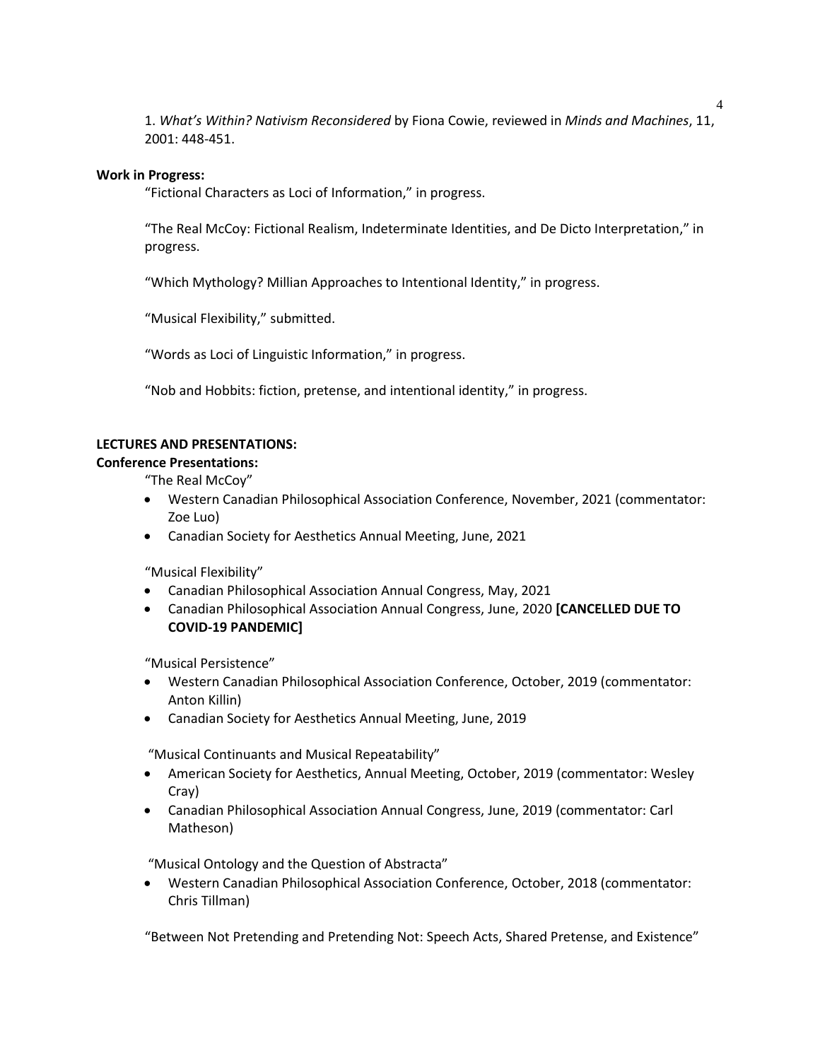1. *What's Within? Nativism Reconsidered* by Fiona Cowie, reviewed in *Minds and Machines*, 11, 2001: 448-451.

**Work in Progress:**

"Fictional Characters as Loci of Information," in progress.

"The Real McCoy: Fictional Realism, Indeterminate Identities, and De Dicto Interpretation," in progress.

"Which Mythology? Millian Approaches to Intentional Identity," in progress.

"Musical Flexibility," submitted.

"Words as Loci of Linguistic Information," in progress.

"Nob and Hobbits: fiction, pretense, and intentional identity," in progress.

**LECTURES AND PRESENTATIONS:**

**Conference Presentations:**

"The Real McCoy"

- Western Canadian Philosophical Association Conference, November, 2021 (commentator: Zoe Luo)
- Canadian Society for Aesthetics Annual Meeting, June, 2021

"Musical Flexibility"

- Canadian Philosophical Association Annual Congress, May, 2021
- Canadian Philosophical Association Annual Congress, June, 2020 **[CANCELLED DUE TO COVID-19 PANDEMIC]**

"Musical Persistence"

- Western Canadian Philosophical Association Conference, October, 2019 (commentator: Anton Killin)
- Canadian Society for Aesthetics Annual Meeting, June, 2019

"Musical Continuants and Musical Repeatability"

- American Society for Aesthetics, Annual Meeting, October, 2019 (commentator: Wesley Cray)
- Canadian Philosophical Association Annual Congress, June, 2019 (commentator: Carl Matheson)

"Musical Ontology and the Question of Abstracta"

- Western Canadian Philosophical Association Conference, October, 2018 (commentator: Chris Tillman)

"Between Not Pretending and Pretending Not: Speech Acts, Shared Pretense, and Existence"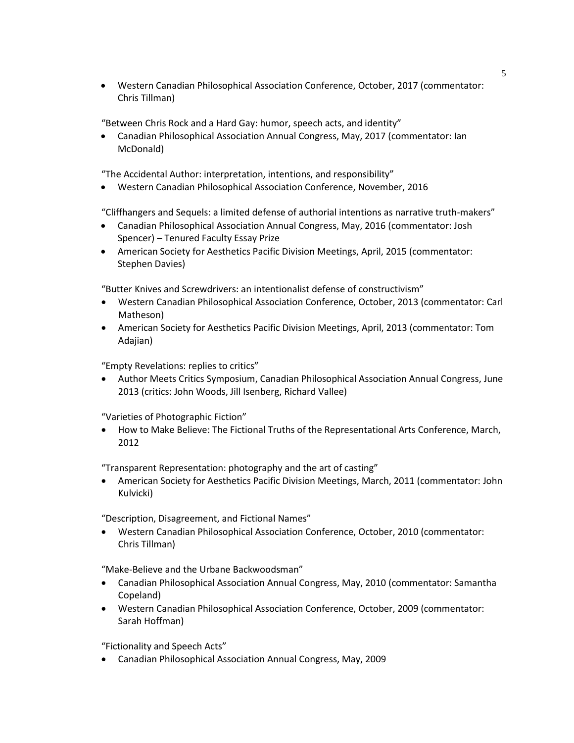- Western Canadian Philosophical Association Conference, October, 2017 (commentator: Chris Tillman)

"Between Chris Rock and a Hard Gay: humor, speech acts, and identity"

- Canadian Philosophical Association Annual Congress, May, 2017 (commentator: Ian McDonald)

"The Accidental Author: interpretation, intentions, and responsibility"

- Western Canadian Philosophical Association Conference, November, 2016

"Cliffhangers and Sequels: a limited defense of authorial intentions as narrative truth-makers"

- Canadian Philosophical Association Annual Congress, May, 2016 (commentator: Josh Spencer) – Tenured Faculty Essay Prize
- American Society for Aesthetics Pacific Division Meetings, April, 2015 (commentator: Stephen Davies)

"Butter Knives and Screwdrivers: an intentionalist defense of constructivism"

- Western Canadian Philosophical Association Conference, October, 2013 (commentator: Carl Matheson)
- American Society for Aesthetics Pacific Division Meetings, April, 2013 (commentator: Tom Adajian)

"Empty Revelations: replies to critics"

- Author Meets Critics Symposium, Canadian Philosophical Association Annual Congress, June 2013 (critics: John Woods, Jill Isenberg, Richard Vallee)

"Varieties of Photographic Fiction"

- How to Make Believe: The Fictional Truths of the Representational Arts Conference, March, 2012

"Transparent Representation: photography and the art of casting"

- American Society for Aesthetics Pacific Division Meetings, March, 2011 (commentator: John Kulvicki)

"Description, Disagreement, and Fictional Names"

- Western Canadian Philosophical Association Conference, October, 2010 (commentator: Chris Tillman)

"Make-Believe and the Urbane Backwoodsman"

- Canadian Philosophical Association Annual Congress, May, 2010 (commentator: Samantha Copeland)
- Western Canadian Philosophical Association Conference, October, 2009 (commentator: Sarah Hoffman)

"Fictionality and Speech Acts"

- Canadian Philosophical Association Annual Congress, May, 2009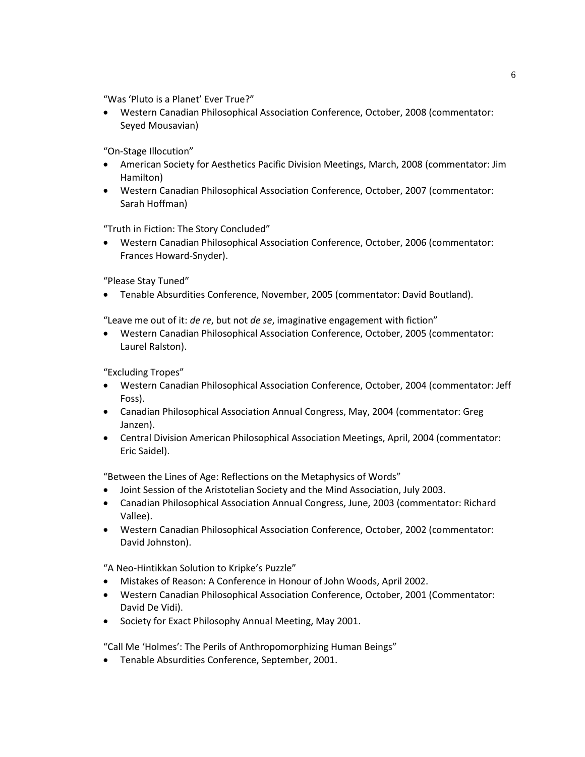"Was 'Pluto is a Planet' Ever True?"

- Western Canadian Philosophical Association Conference, October, 2008 (commentator: Seyed Mousavian)

"On-Stage Illocution"

- American Society for Aesthetics Pacific Division Meetings, March, 2008 (commentator: Jim Hamilton)
- Western Canadian Philosophical Association Conference, October, 2007 (commentator: Sarah Hoffman)

"Truth in Fiction: The Story Concluded"

- Western Canadian Philosophical Association Conference, October, 2006 (commentator: Frances Howard-Snyder).

"Please Stay Tuned"

- Tenable Absurdities Conference, November, 2005 (commentator: David Boutland).

"Leave me out of it: *de re*, but not *de se*, imaginative engagement with fiction"

- Western Canadian Philosophical Association Conference, October, 2005 (commentator: Laurel Ralston).

"Excluding Tropes"

- Western Canadian Philosophical Association Conference, October, 2004 (commentator: Jeff Foss).
- Canadian Philosophical Association Annual Congress, May, 2004 (commentator: Greg Janzen).
- Central Division American Philosophical Association Meetings, April, 2004 (commentator: Eric Saidel).

"Between the Lines of Age: Reflections on the Metaphysics of Words"

- Joint Session of the Aristotelian Society and the Mind Association, July 2003.
- Canadian Philosophical Association Annual Congress, June, 2003 (commentator: Richard Vallee).
- Western Canadian Philosophical Association Conference, October, 2002 (commentator: David Johnston).

"A Neo-Hintikkan Solution to Kripke's Puzzle"

- Mistakes of Reason: A Conference in Honour of John Woods, April 2002.
- Western Canadian Philosophical Association Conference, October, 2001 (Commentator: David De Vidi).
- Society for Exact Philosophy Annual Meeting, May 2001.

"Call Me 'Holmes': The Perils of Anthropomorphizing Human Beings"

- Tenable Absurdities Conference, September, 2001.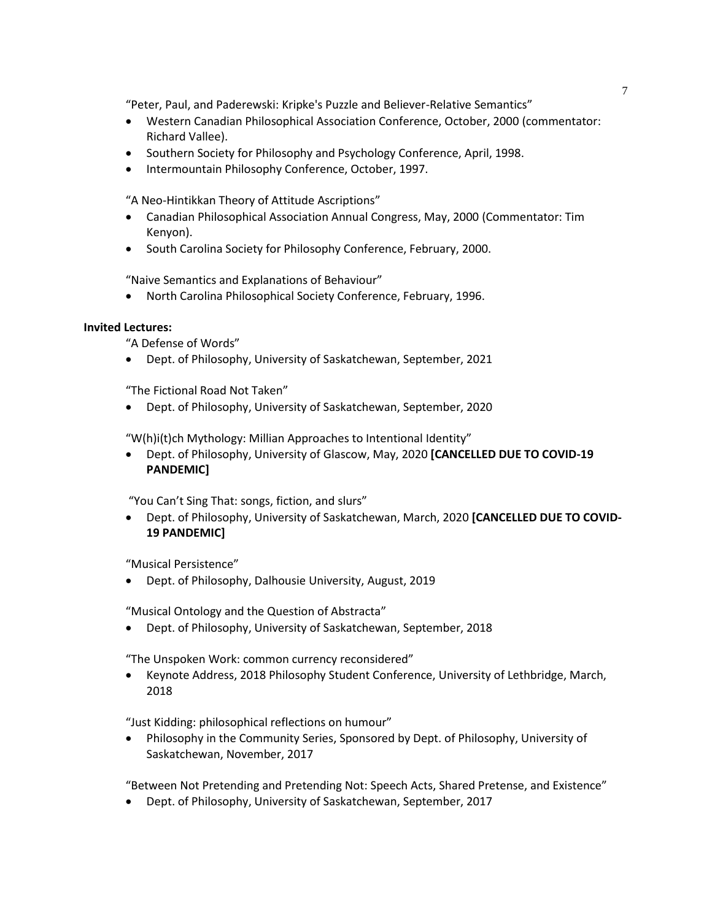"Peter, Paul, and Paderewski: Kripke's Puzzle and Believer-Relative Semantics"

- Western Canadian Philosophical Association Conference, October, 2000 (commentator: Richard Vallee).
- Southern Society for Philosophy and Psychology Conference, April, 1998.
- Intermountain Philosophy Conference, October, 1997.

"A Neo-Hintikkan Theory of Attitude Ascriptions"

- Canadian Philosophical Association Annual Congress, May, 2000 (Commentator: Tim Kenyon).
- South Carolina Society for Philosophy Conference, February, 2000.

"Naive Semantics and Explanations of Behaviour"

- North Carolina Philosophical Society Conference, February, 1996.

**Invited Lectures:**

"A Defense of Words"

- Dept. of Philosophy, University of Saskatchewan, September, 2021

"The Fictional Road Not Taken"

- Dept. of Philosophy, University of Saskatchewan, September, 2020

"W(h)i(t)ch Mythology: Millian Approaches to Intentional Identity"

- Dept. of Philosophy, University of Glascow, May, 2020 **[CANCELLED DUE TO COVID-19 PANDEMIC]**

"You Can't Sing That: songs, fiction, and slurs"

- Dept. of Philosophy, University of Saskatchewan, March, 2020 **[CANCELLED DUE TO COVID-19 PANDEMIC]**

"Musical Persistence"

- Dept. of Philosophy, Dalhousie University, August, 2019

"Musical Ontology and the Question of Abstracta"

- Dept. of Philosophy, University of Saskatchewan, September, 2018

"The Unspoken Work: common currency reconsidered"

- Keynote Address, 2018 Philosophy Student Conference, University of Lethbridge, March, 2018

"Just Kidding: philosophical reflections on humour"

- Philosophy in the Community Series, Sponsored by Dept. of Philosophy, University of Saskatchewan, November, 2017

"Between Not Pretending and Pretending Not: Speech Acts, Shared Pretense, and Existence"

- Dept. of Philosophy, University of Saskatchewan, September, 2017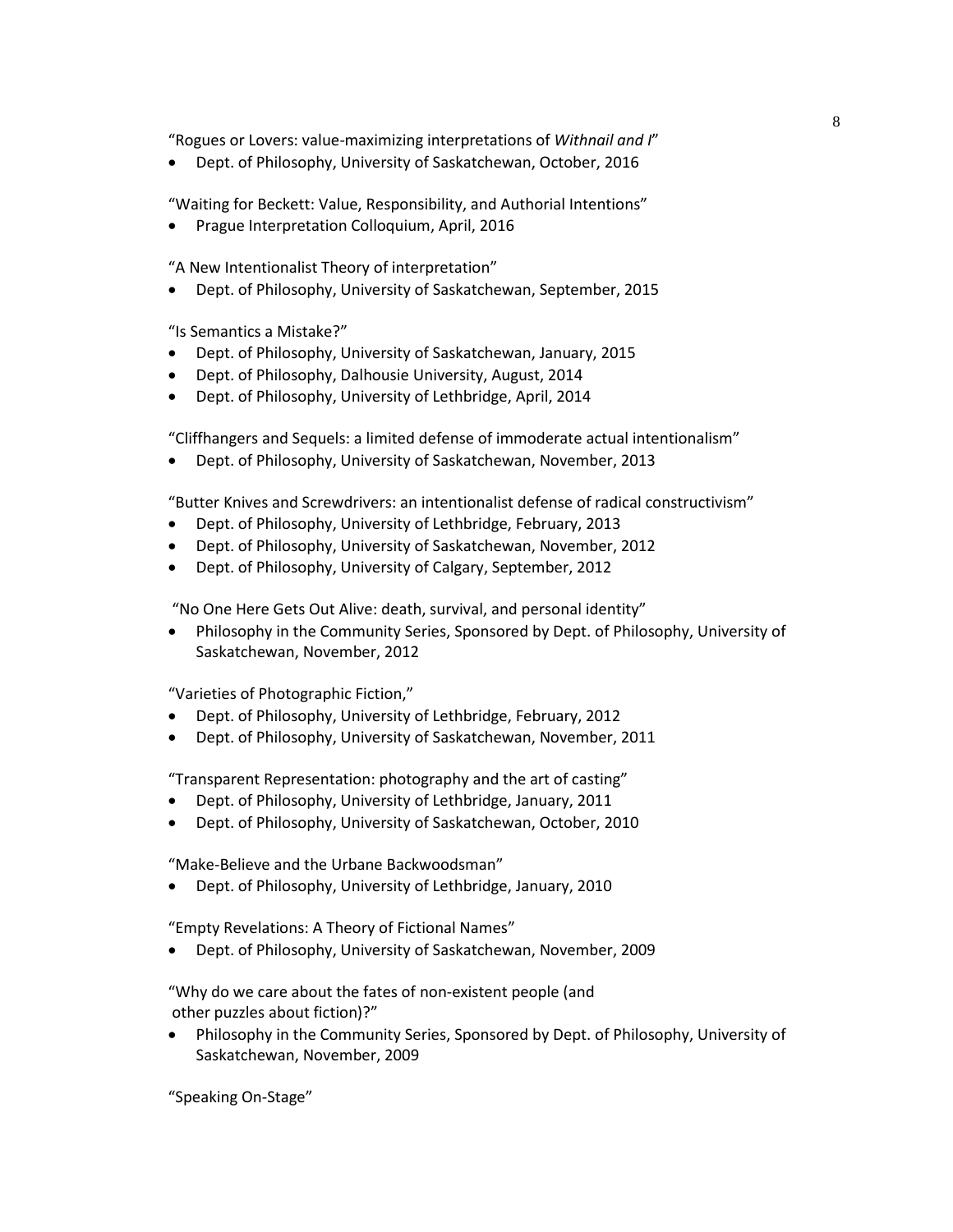"Rogues or Lovers: value-maximizing interpretations of *Withnail and I*"

- Dept. of Philosophy, University of Saskatchewan, October, 2016

"Waiting for Beckett: Value, Responsibility, and Authorial Intentions"

- Prague Interpretation Colloquium, April, 2016

"A New Intentionalist Theory of interpretation"

- Dept. of Philosophy, University of Saskatchewan, September, 2015

"Is Semantics a Mistake?"

- Dept. of Philosophy, University of Saskatchewan, January, 2015
- Dept. of Philosophy, Dalhousie University, August, 2014
- Dept. of Philosophy, University of Lethbridge, April, 2014

"Cliffhangers and Sequels: a limited defense of immoderate actual intentionalism"

- Dept. of Philosophy, University of Saskatchewan, November, 2013

"Butter Knives and Screwdrivers: an intentionalist defense of radical constructivism"

- Dept. of Philosophy, University of Lethbridge, February, 2013
- Dept. of Philosophy, University of Saskatchewan, November, 2012
- Dept. of Philosophy, University of Calgary, September, 2012

"No One Here Gets Out Alive: death, survival, and personal identity"

- Philosophy in the Community Series, Sponsored by Dept. of Philosophy, University of Saskatchewan, November, 2012

"Varieties of Photographic Fiction,"

- Dept. of Philosophy, University of Lethbridge, February, 2012
- Dept. of Philosophy, University of Saskatchewan, November, 2011

"Transparent Representation: photography and the art of casting"

- Dept. of Philosophy, University of Lethbridge, January, 2011
- Dept. of Philosophy, University of Saskatchewan, October, 2010

"Make-Believe and the Urbane Backwoodsman"

- Dept. of Philosophy, University of Lethbridge, January, 2010

"Empty Revelations: A Theory of Fictional Names"

- Dept. of Philosophy, University of Saskatchewan, November, 2009

"Why do we care about the fates of non-existent people (and other puzzles about fiction)?"

- Philosophy in the Community Series, Sponsored by Dept. of Philosophy, University of Saskatchewan, November, 2009

"Speaking On-Stage"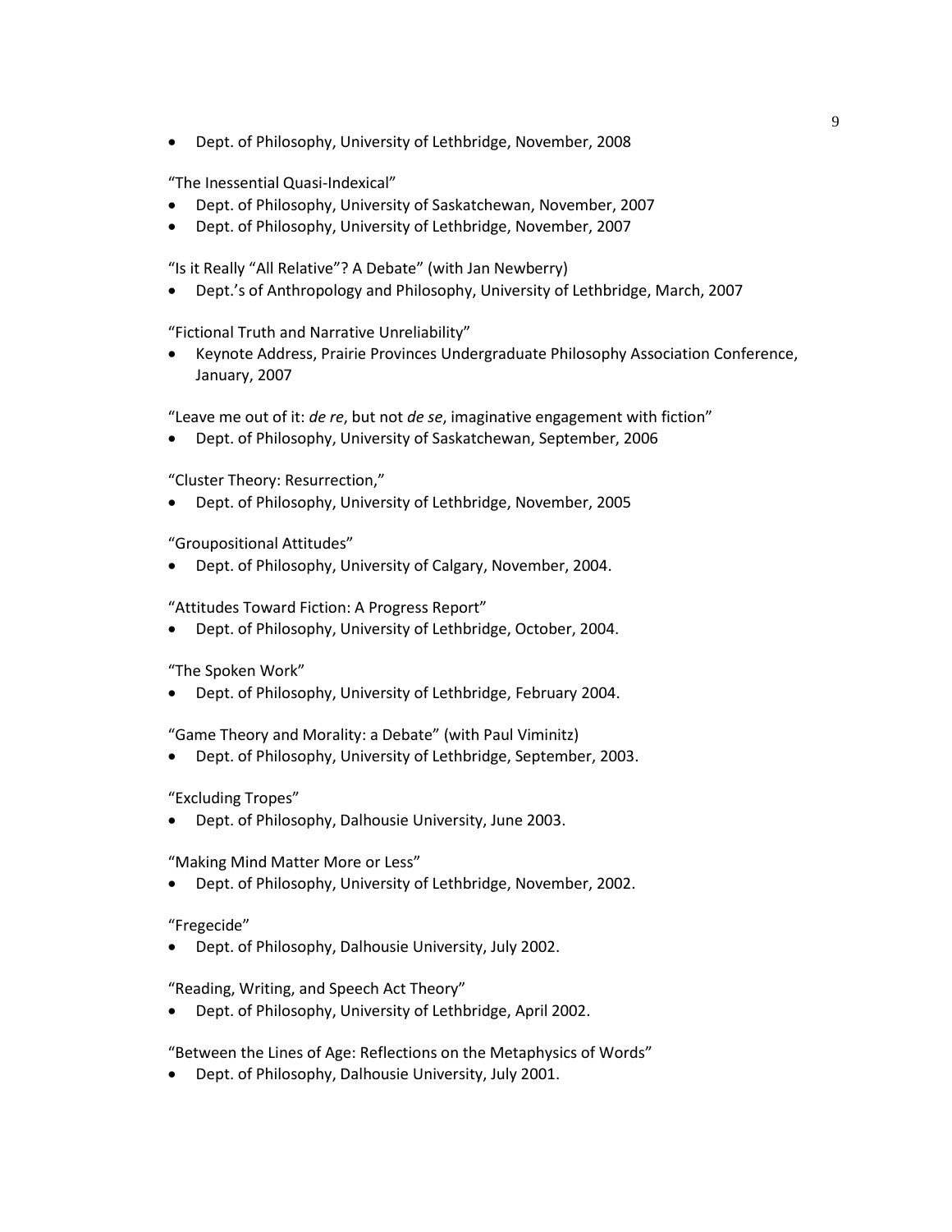- Dept. of Philosophy, University of Lethbridge, November, 2008

"The Inessential Quasi-Indexical"

- Dept. of Philosophy, University of Saskatchewan, November, 2007
- Dept. of Philosophy, University of Lethbridge, November, 2007

"Is it Really "All Relative"? A Debate" (with Jan Newberry)

- Dept.'s of Anthropology and Philosophy, University of Lethbridge, March, 2007

"Fictional Truth and Narrative Unreliability"

- Keynote Address, Prairie Provinces Undergraduate Philosophy Association Conference, January, 2007

"Leave me out of it: *de re*, but not *de se*, imaginative engagement with fiction"

- Dept. of Philosophy, University of Saskatchewan, September, 2006

"Cluster Theory: Resurrection,"

- Dept. of Philosophy, University of Lethbridge, November, 2005

"Groupositional Attitudes"

- Dept. of Philosophy, University of Calgary, November, 2004.

"Attitudes Toward Fiction: A Progress Report"

- Dept. of Philosophy, University of Lethbridge, October, 2004.

"The Spoken Work"

- Dept. of Philosophy, University of Lethbridge, February 2004.

"Game Theory and Morality: a Debate" (with Paul Viminitz)

- Dept. of Philosophy, University of Lethbridge, September, 2003.

"Excluding Tropes"

- Dept. of Philosophy, Dalhousie University, June 2003.

"Making Mind Matter More or Less"

- Dept. of Philosophy, University of Lethbridge, November, 2002.

"Fregecide"

- Dept. of Philosophy, Dalhousie University, July 2002.

"Reading, Writing, and Speech Act Theory"

- Dept. of Philosophy, University of Lethbridge, April 2002.

"Between the Lines of Age: Reflections on the Metaphysics of Words"

- Dept. of Philosophy, Dalhousie University, July 2001.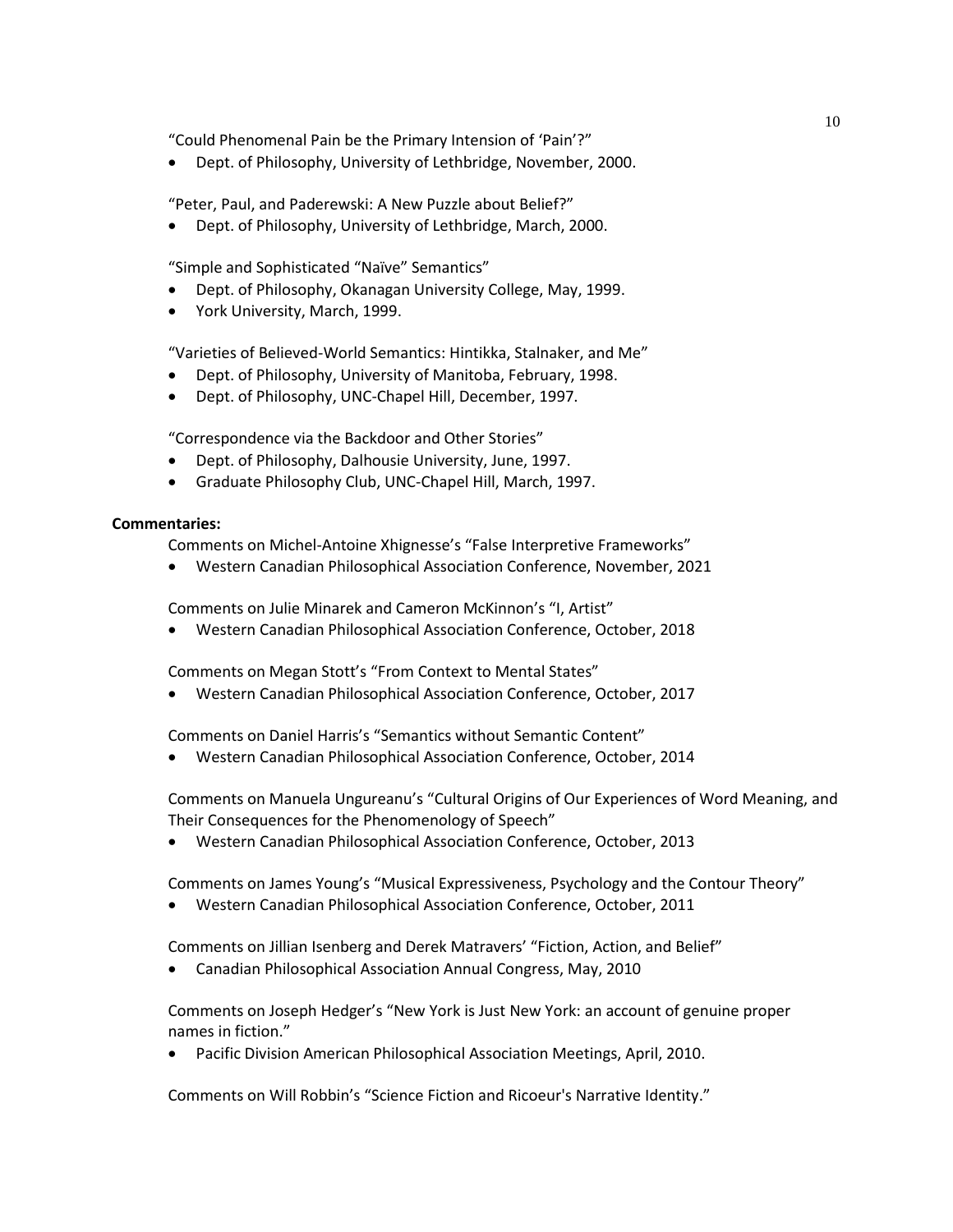"Could Phenomenal Pain be the Primary Intension of 'Pain'?"

- Dept. of Philosophy, University of Lethbridge, November, 2000.

"Peter, Paul, and Paderewski: A New Puzzle about Belief?"

- Dept. of Philosophy, University of Lethbridge, March, 2000.

"Simple and Sophisticated "Naïve" Semantics"

- Dept. of Philosophy, Okanagan University College, May, 1999.
- York University, March, 1999.

"Varieties of Believed-World Semantics: Hintikka, Stalnaker, and Me"

- Dept. of Philosophy, University of Manitoba, February, 1998.
- Dept. of Philosophy, UNC-Chapel Hill, December, 1997.

"Correspondence via the Backdoor and Other Stories"

- Dept. of Philosophy, Dalhousie University, June, 1997.
- Graduate Philosophy Club, UNC-Chapel Hill, March, 1997.

**Commentaries:**

Comments on Michel-Antoine Xhignesse's "False Interpretive Frameworks"

- Western Canadian Philosophical Association Conference, November, 2021

Comments on Julie Minarek and Cameron McKinnon's "I, Artist"

- Western Canadian Philosophical Association Conference, October, 2018

Comments on Megan Stott's "From Context to Mental States"

- Western Canadian Philosophical Association Conference, October, 2017

Comments on Daniel Harris's "Semantics without Semantic Content"

- Western Canadian Philosophical Association Conference, October, 2014

Comments on Manuela Ungureanu's "Cultural Origins of Our Experiences of Word Meaning, and Their Consequences for the Phenomenology of Speech"

- Western Canadian Philosophical Association Conference, October, 2013

Comments on James Young's "Musical Expressiveness, Psychology and the Contour Theory"

- Western Canadian Philosophical Association Conference, October, 2011

Comments on Jillian Isenberg and Derek Matravers' "Fiction, Action, and Belief"

- Canadian Philosophical Association Annual Congress, May, 2010

Comments on Joseph Hedger's "New York is Just New York: an account of genuine proper names in fiction."

- Pacific Division American Philosophical Association Meetings, April, 2010.

Comments on Will Robbin's "Science Fiction and Ricoeur's Narrative Identity."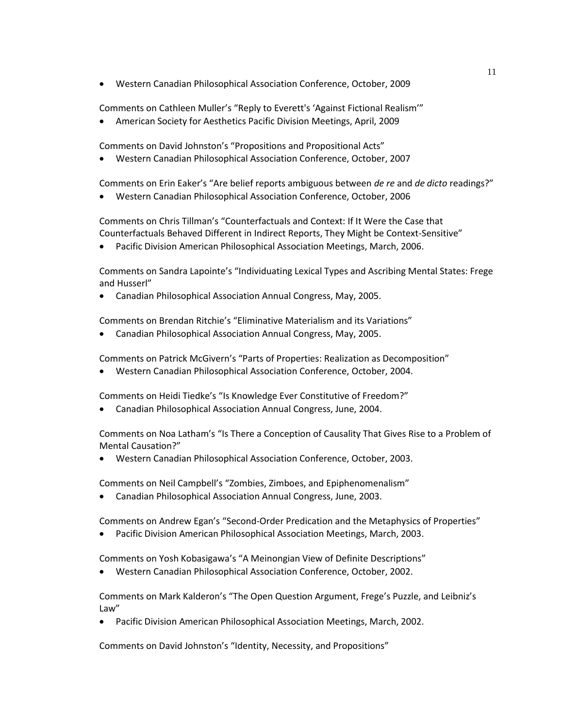- Western Canadian Philosophical Association Conference, October, 2009

Comments on Cathleen Muller's "Reply to Everett's 'Against Fictional Realism'"

- American Society for Aesthetics Pacific Division Meetings, April, 2009

Comments on David Johnston's "Propositions and Propositional Acts"

- Western Canadian Philosophical Association Conference, October, 2007

Comments on Erin Eaker's "Are belief reports ambiguous between *de re* and *de dicto* readings?"

- Western Canadian Philosophical Association Conference, October, 2006

Comments on Chris Tillman's "Counterfactuals and Context: If It Were the Case that Counterfactuals Behaved Different in Indirect Reports, They Might be Context-Sensitive"

- Pacific Division American Philosophical Association Meetings, March, 2006.

Comments on Sandra Lapointe's "Individuating Lexical Types and Ascribing Mental States: Frege and Husserl"

- Canadian Philosophical Association Annual Congress, May, 2005.

Comments on Brendan Ritchie's "Eliminative Materialism and its Variations"

- Canadian Philosophical Association Annual Congress, May, 2005.

Comments on Patrick McGivern's "Parts of Properties: Realization as Decomposition"

- Western Canadian Philosophical Association Conference, October, 2004.

Comments on Heidi Tiedke's "Is Knowledge Ever Constitutive of Freedom?"

- Canadian Philosophical Association Annual Congress, June, 2004.

Comments on Noa Latham's "Is There a Conception of Causality That Gives Rise to a Problem of Mental Causation?"

- Western Canadian Philosophical Association Conference, October, 2003.

Comments on Neil Campbell's "Zombies, Zimboes, and Epiphenomenalism"

- Canadian Philosophical Association Annual Congress, June, 2003.

Comments on Andrew Egan's "Second-Order Predication and the Metaphysics of Properties"

- Pacific Division American Philosophical Association Meetings, March, 2003.

Comments on Yosh Kobasigawa's "A Meinongian View of Definite Descriptions"

- Western Canadian Philosophical Association Conference, October, 2002.

Comments on Mark Kalderon's "The Open Question Argument, Frege's Puzzle, and Leibniz's Law"

- Pacific Division American Philosophical Association Meetings, March, 2002.

Comments on David Johnston's "Identity, Necessity, and Propositions"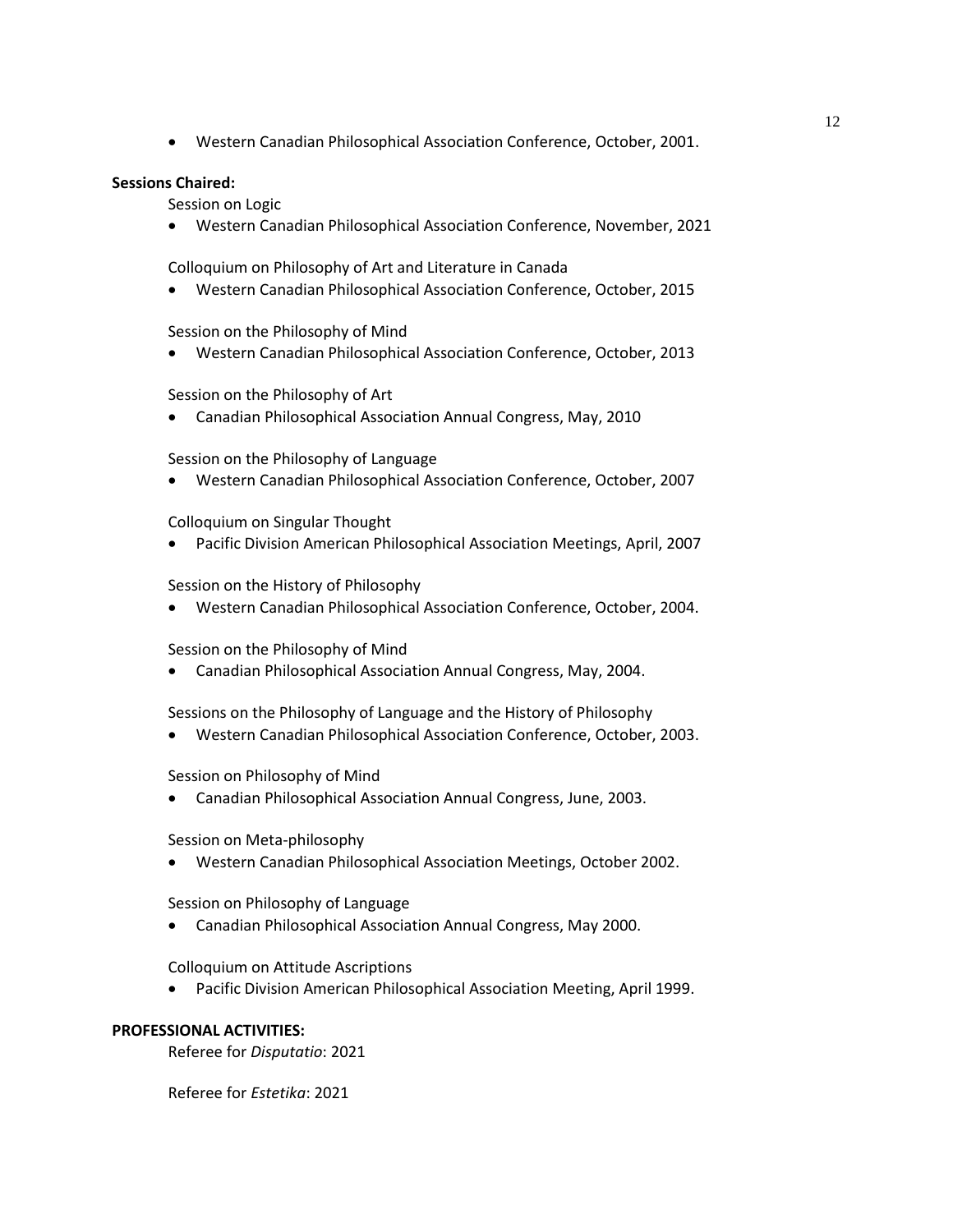- Western Canadian Philosophical Association Conference, October, 2001.

**Sessions Chaired:**

Session on Logic

- Western Canadian Philosophical Association Conference, November, 2021

Colloquium on Philosophy of Art and Literature in Canada

- Western Canadian Philosophical Association Conference, October, 2015

Session on the Philosophy of Mind

- Western Canadian Philosophical Association Conference, October, 2013

Session on the Philosophy of Art

- Canadian Philosophical Association Annual Congress, May, 2010

Session on the Philosophy of Language

- Western Canadian Philosophical Association Conference, October, 2007

Colloquium on Singular Thought

- Pacific Division American Philosophical Association Meetings, April, 2007

Session on the History of Philosophy

- Western Canadian Philosophical Association Conference, October, 2004.

Session on the Philosophy of Mind

- Canadian Philosophical Association Annual Congress, May, 2004.

Sessions on the Philosophy of Language and the History of Philosophy

- Western Canadian Philosophical Association Conference, October, 2003.

Session on Philosophy of Mind

- Canadian Philosophical Association Annual Congress, June, 2003.

Session on Meta-philosophy

- Western Canadian Philosophical Association Meetings, October 2002.

Session on Philosophy of Language

- Canadian Philosophical Association Annual Congress, May 2000.

Colloquium on Attitude Ascriptions

- Pacific Division American Philosophical Association Meeting, April 1999.

**PROFESSIONAL ACTIVITIES:**

Referee for *Disputatio*: 2021

Referee for *Estetika*: 2021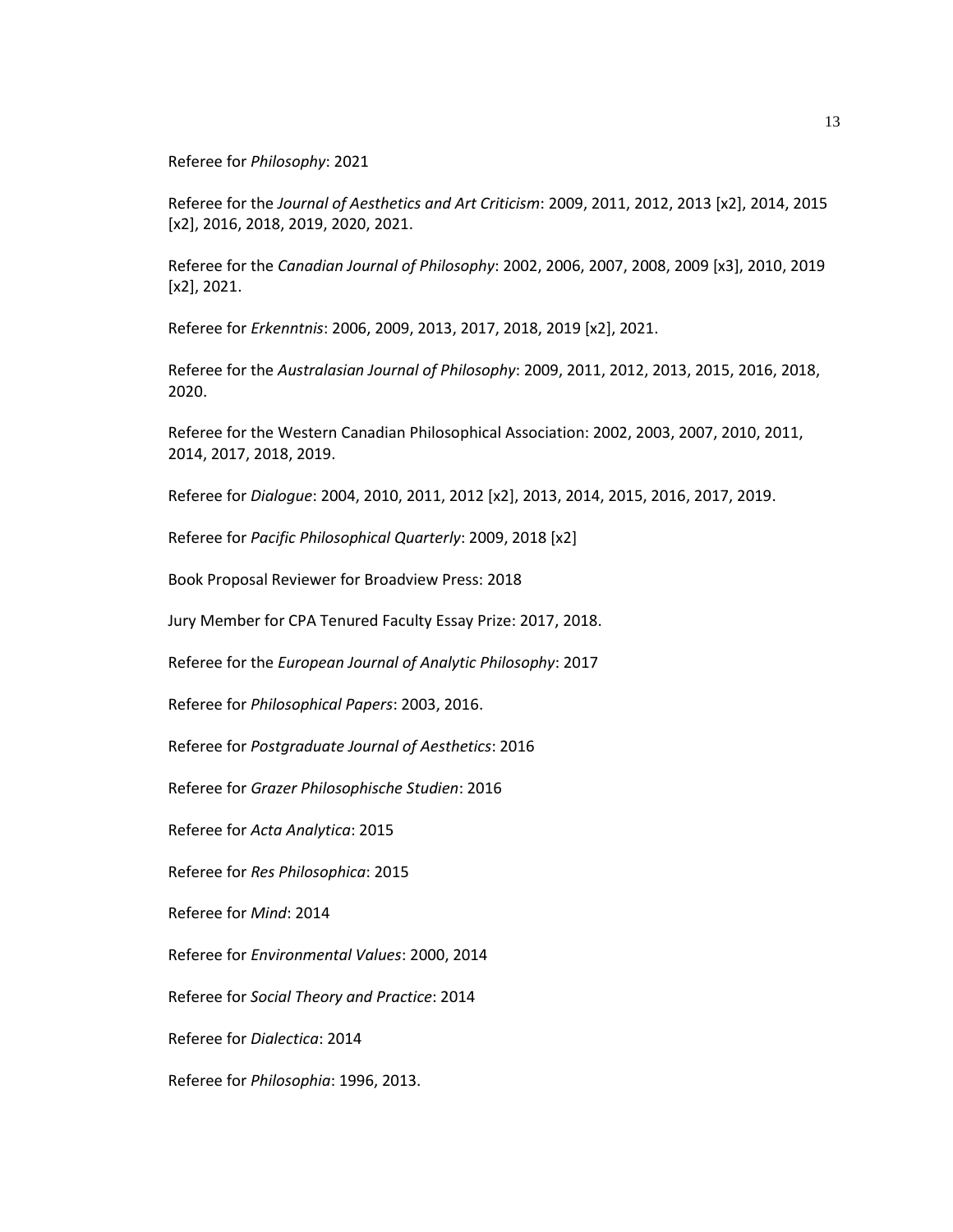Referee for *Philosophy*: 2021

Referee for the *Journal of Aesthetics and Art Criticism*: 2009, 2011, 2012, 2013 [x2], 2014, 2015 [x2], 2016, 2018, 2019, 2020, 2021.

Referee for the *Canadian Journal of Philosophy*: 2002, 2006, 2007, 2008, 2009 [x3], 2010, 2019 [x2], 2021.

Referee for *Erkenntnis*: 2006, 2009, 2013, 2017, 2018, 2019 [x2], 2021.

Referee for the *Australasian Journal of Philosophy*: 2009, 2011, 2012, 2013, 2015, 2016, 2018, 2020.

Referee for the Western Canadian Philosophical Association: 2002, 2003, 2007, 2010, 2011, 2014, 2017, 2018, 2019.

Referee for *Dialogue*: 2004, 2010, 2011, 2012 [x2], 2013, 2014, 2015, 2016, 2017, 2019.

Referee for *Pacific Philosophical Quarterly*: 2009, 2018 [x2]

Book Proposal Reviewer for Broadview Press: 2018

Jury Member for CPA Tenured Faculty Essay Prize: 2017, 2018.

Referee for the *European Journal of Analytic Philosophy*: 2017

Referee for *Philosophical Papers*: 2003, 2016.

Referee for *Postgraduate Journal of Aesthetics*: 2016

Referee for *Grazer Philosophische Studien*: 2016

Referee for *Acta Analytica*: 2015

Referee for *Res Philosophica*: 2015

Referee for *Mind*: 2014

Referee for *Environmental Values*: 2000, 2014

Referee for *Social Theory and Practice*: 2014

Referee for *Dialectica*: 2014

Referee for *Philosophia*: 1996, 2013.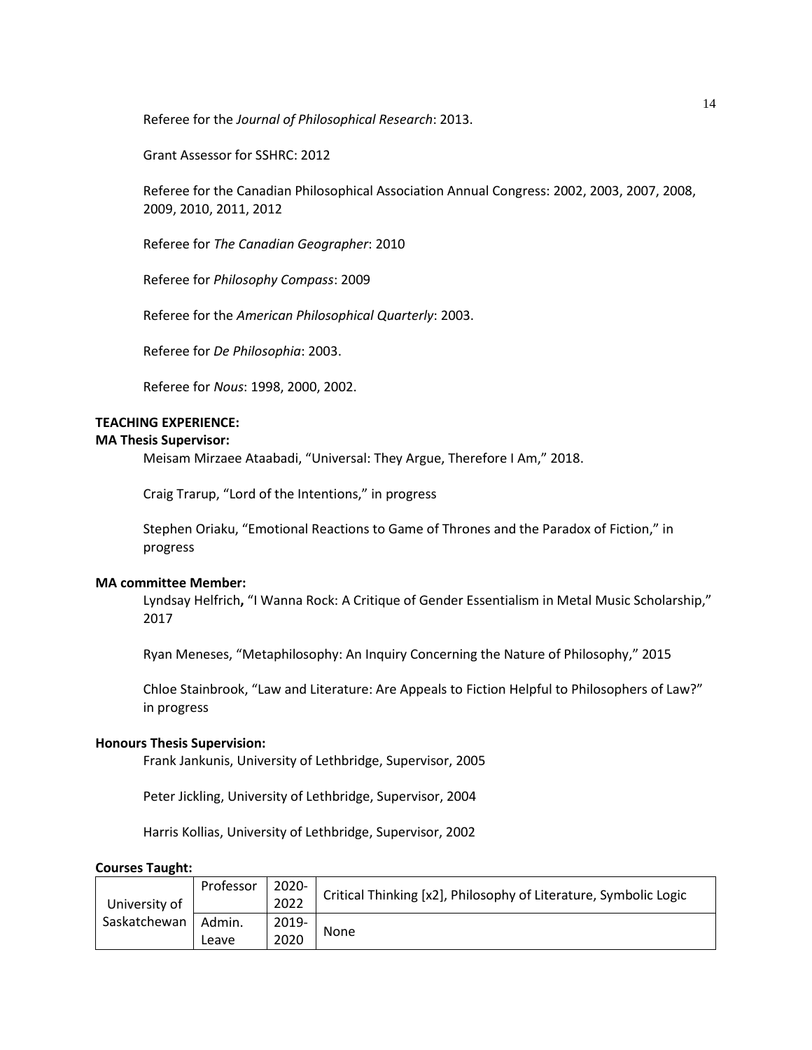Referee for the *Journal of Philosophical Research*: 2013.

Grant Assessor for SSHRC: 2012

Referee for the Canadian Philosophical Association Annual Congress: 2002, 2003, 2007, 2008, 2009, 2010, 2011, 2012

Referee for *The Canadian Geographer*: 2010

Referee for *Philosophy Compass*: 2009

Referee for the *American Philosophical Quarterly*: 2003.

Referee for *De Philosophia*: 2003.

Referee for *Nous*: 1998, 2000, 2002.

**TEACHING EXPERIENCE:**

**MA Thesis Supervisor:**

Meisam Mirzaee Ataabadi, "Universal: They Argue, Therefore I Am," 2018.

Craig Trarup, "Lord of the Intentions," in progress

Stephen Oriaku, "Emotional Reactions to Game of Thrones and the Paradox of Fiction," in progress

**MA committee Member:**

Lyndsay Helfrich**,** "I Wanna Rock: A Critique of Gender Essentialism in Metal Music Scholarship," 2017

Ryan Meneses, "Metaphilosophy: An Inquiry Concerning the Nature of Philosophy," 2015

Chloe Stainbrook, "Law and Literature: Are Appeals to Fiction Helpful to Philosophers of Law?" in progress

**Honours Thesis Supervision:**

Frank Jankunis, University of Lethbridge, Supervisor, 2005

Peter Jickling, University of Lethbridge, Supervisor, 2004

Harris Kollias, University of Lethbridge, Supervisor, 2002

**Courses Taught:**

| | | | |
|---|---|---|---|
| University of Saskatchewan | Professor | 2020-2022 | Critical Thinking [x2], Philosophy of Literature, Symbolic Logic |
| | Admin. Leave | 2019-2020 | None |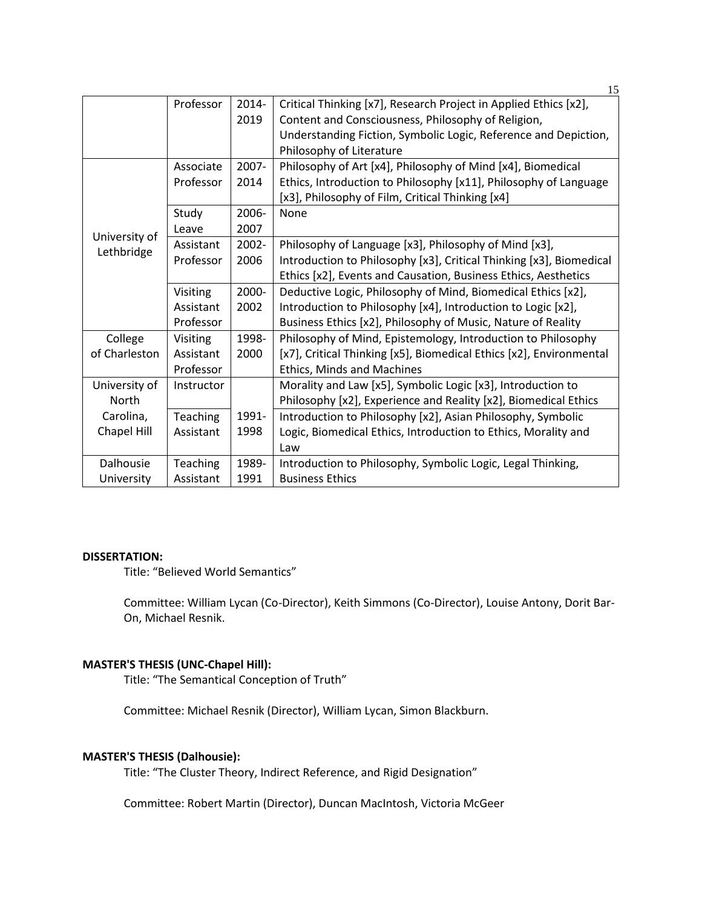| | | | |
|---|---|---|---|
| | Professor | 2014-2019 | Critical Thinking [x7], Research Project in Applied Ethics [x2], Content and Consciousness, Philosophy of Religion, Understanding Fiction, Symbolic Logic, Reference and Depiction, Philosophy of Literature |
| University of Lethbridge | Associate Professor | 2007-2014 | Philosophy of Art [x4], Philosophy of Mind [x4], Biomedical Ethics, Introduction to Philosophy [x11], Philosophy of Language [x3], Philosophy of Film, Critical Thinking [x4] |
| | Study Leave | 2006-2007 | None |
| | Assistant Professor | 2002-2006 | Philosophy of Language [x3], Philosophy of Mind [x3], Introduction to Philosophy [x3], Critical Thinking [x3], Biomedical Ethics [x2], Events and Causation, Business Ethics, Aesthetics |
| | Visiting Assistant Professor | 2000-2002 | Deductive Logic, Philosophy of Mind, Biomedical Ethics [x2], Introduction to Philosophy [x4], Introduction to Logic [x2], Business Ethics [x2], Philosophy of Music, Nature of Reality |
| College of Charleston | Visiting Assistant Professor | 1998-2000 | Philosophy of Mind, Epistemology, Introduction to Philosophy [x7], Critical Thinking [x5], Biomedical Ethics [x2], Environmental Ethics, Minds and Machines |
| University of North Carolina, Chapel Hill | Instructor | 1991-1998 | Morality and Law [x5], Symbolic Logic [x3], Introduction to Philosophy [x2], Experience and Reality [x2], Biomedical Ethics |
| | Teaching Assistant | | Introduction to Philosophy [x2], Asian Philosophy, Symbolic Logic, Biomedical Ethics, Introduction to Ethics, Morality and Law |
| Dalhousie University | Teaching Assistant | 1989-1991 | Introduction to Philosophy, Symbolic Logic, Legal Thinking, Business Ethics |

**DISSERTATION:**

Title: "Believed World Semantics"

Committee: William Lycan (Co-Director), Keith Simmons (Co-Director), Louise Antony, Dorit Bar-On, Michael Resnik.

**MASTER'S THESIS (UNC-Chapel Hill):**

Title: "The Semantical Conception of Truth"

Committee: Michael Resnik (Director), William Lycan, Simon Blackburn.

**MASTER'S THESIS (Dalhousie):**

Title: "The Cluster Theory, Indirect Reference, and Rigid Designation"

Committee: Robert Martin (Director), Duncan MacIntosh, Victoria McGeer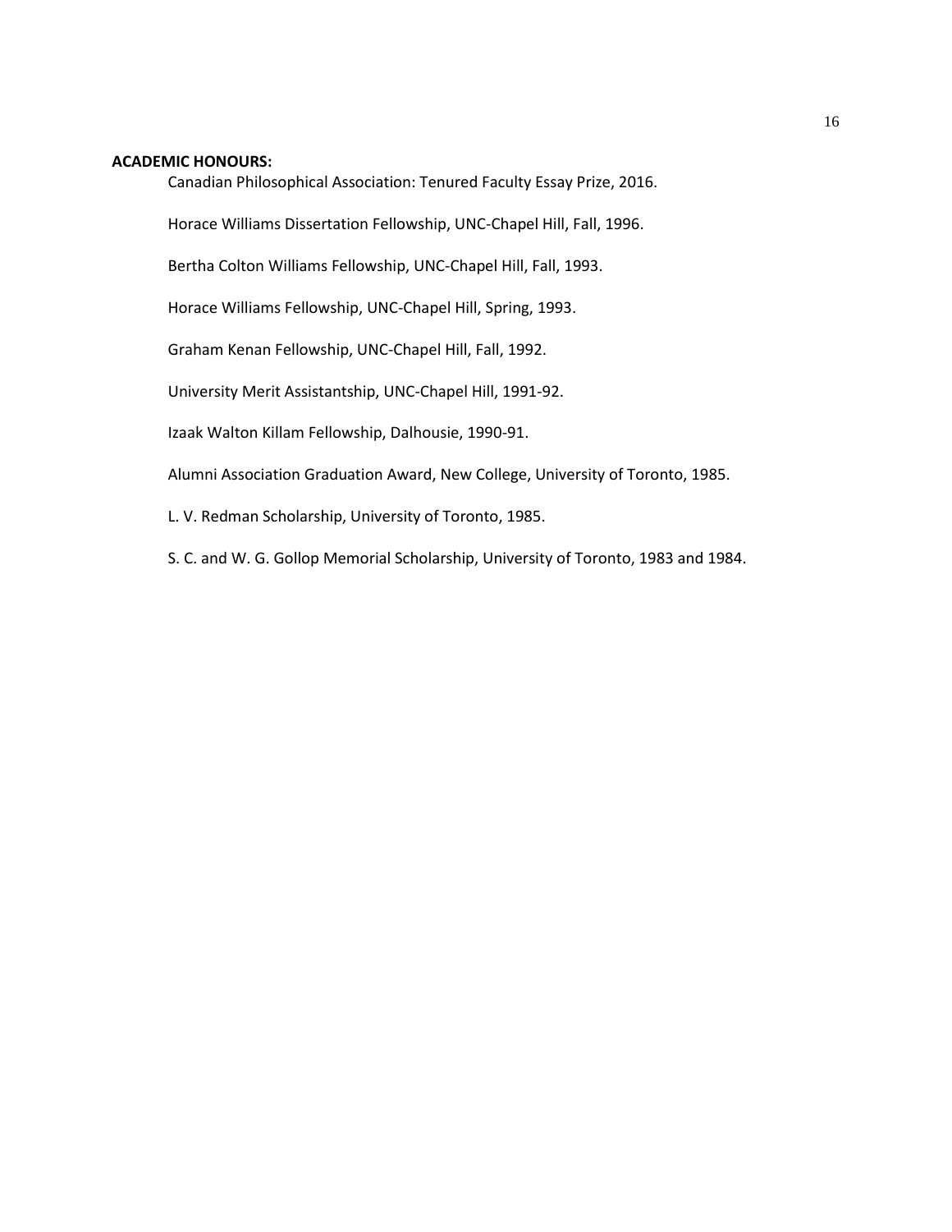**ACADEMIC HONOURS:**

Canadian Philosophical Association: Tenured Faculty Essay Prize, 2016.

Horace Williams Dissertation Fellowship, UNC-Chapel Hill, Fall, 1996.

Bertha Colton Williams Fellowship, UNC-Chapel Hill, Fall, 1993.

Horace Williams Fellowship, UNC-Chapel Hill, Spring, 1993.

Graham Kenan Fellowship, UNC-Chapel Hill, Fall, 1992.

University Merit Assistantship, UNC-Chapel Hill, 1991-92.

Izaak Walton Killam Fellowship, Dalhousie, 1990-91.

Alumni Association Graduation Award, New College, University of Toronto, 1985.

L. V. Redman Scholarship, University of Toronto, 1985.

S. C. and W. G. Gollop Memorial Scholarship, University of Toronto, 1983 and 1984.